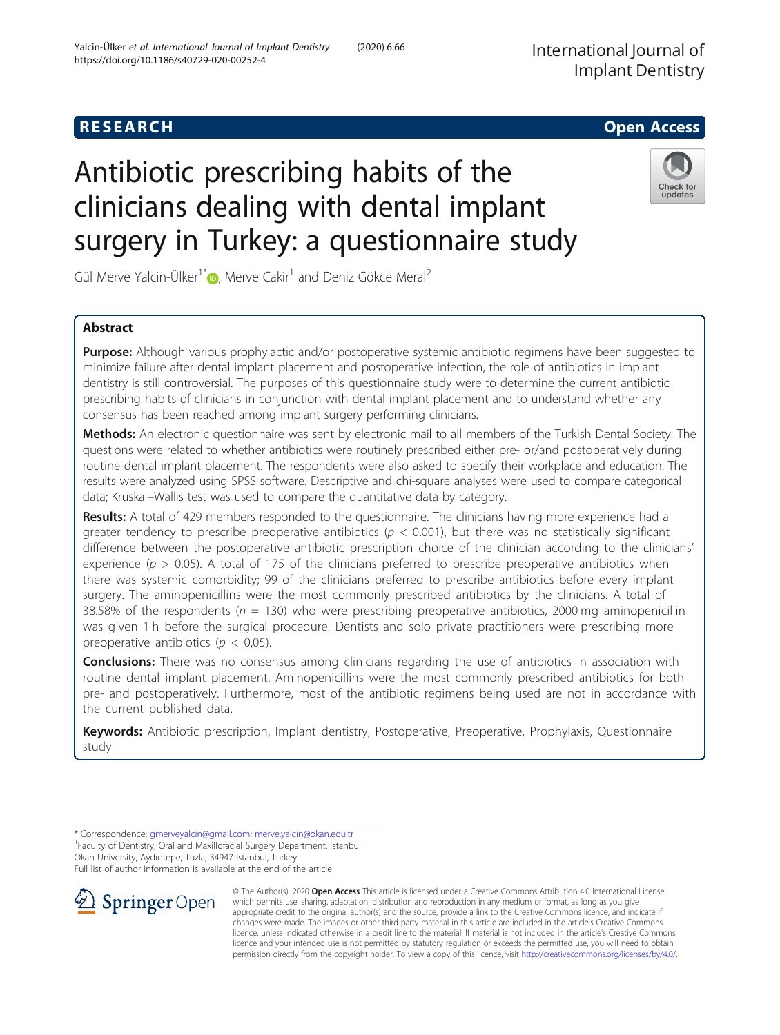RESEARCH Open Access

# Antibiotic prescribing habits of the clinicians dealing with dental implant surgery in Turkey: a questionnaire study

Gül Merve Yalcin-Ülker[1*], Merve Cakir[1] and Deniz Gökce Meral[2]

## Abstract

**Purpose:** Although various prophylactic and/or postoperative systemic antibiotic regimens have been suggested to minimize failure after dental implant placement and postoperative infection, the role of antibiotics in implant dentistry is still controversial. The purposes of this questionnaire study were to determine the current antibiotic prescribing habits of clinicians in conjunction with dental implant placement and to understand whether any consensus has been reached among implant surgery performing clinicians.

**Methods:** An electronic questionnaire was sent by electronic mail to all members of the Turkish Dental Society. The questions were related to whether antibiotics were routinely prescribed either pre- or/and postoperatively during routine dental implant placement. The respondents were also asked to specify their workplace and education. The results were analyzed using SPSS software. Descriptive and chi-square analyses were used to compare categorical data; Kruskal–Wallis test was used to compare the quantitative data by category.

**Results:** A total of 429 members responded to the questionnaire. The clinicians having more experience had a greater tendency to prescribe preoperative antibiotics ($p < 0.001$), but there was no statistically significant difference between the postoperative antibiotic prescription choice of the clinician according to the clinicians' experience ($p > 0.05$). A total of 175 of the clinicians preferred to prescribe preoperative antibiotics when there was systemic comorbidity; 99 of the clinicians preferred to prescribe antibiotics before every implant surgery. The aminopenicillins were the most commonly prescribed antibiotics by the clinicians. A total of 38.58% of the respondents ($n = 130$) who were prescribing preoperative antibiotics, 2000 mg aminopenicillin was given 1 h before the surgical procedure. Dentists and solo private practitioners were prescribing more preoperative antibiotics ($p < 0,05$).

**Conclusions:** There was no consensus among clinicians regarding the use of antibiotics in association with routine dental implant placement. Aminopenicillins were the most commonly prescribed antibiotics for both pre- and postoperatively. Furthermore, most of the antibiotic regimens being used are not in accordance with the current published data.

**Keywords:** Antibiotic prescription, Implant dentistry, Postoperative, Preoperative, Prophylaxis, Questionnaire study

\* Correspondence: gmerveyalcin@gmail.com; merve.yalcin@okan.edu.tr

[1]Faculty of Dentistry, Oral and Maxillofacial Surgery Department, Istanbul Okan University, Aydıntepe, Tuzla, 34947 Istanbul, Turkey

Full list of author information is available at the end of the article

© The Author(s). 2020 **Open Access** This article is licensed under a Creative Commons Attribution 4.0 International License, which permits use, sharing, adaptation, distribution and reproduction in any medium or format, as long as you give appropriate credit to the original author(s) and the source, provide a link to the Creative Commons licence, and indicate if changes were made. The images or other third party material in this article are included in the article's Creative Commons licence, unless indicated otherwise in a credit line to the material. If material is not included in the article's Creative Commons licence and your intended use is not permitted by statutory regulation or exceeds the permitted use, you will need to obtain permission directly from the copyright holder. To view a copy of this licence, visit http://creativecommons.org/licenses/by/4.0/.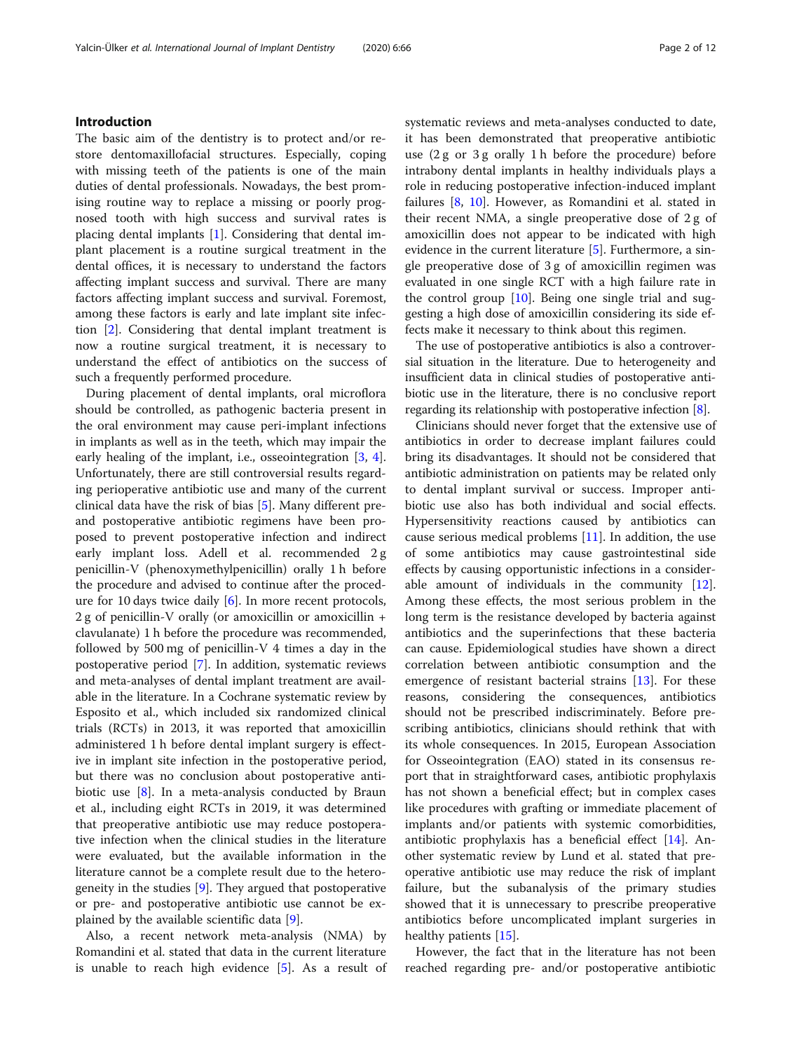## Introduction

The basic aim of the dentistry is to protect and/or restore dentomaxillofacial structures. Especially, coping with missing teeth of the patients is one of the main duties of dental professionals. Nowadays, the best promising routine way to replace a missing or poorly prognosed tooth with high success and survival rates is placing dental implants [1]. Considering that dental implant placement is a routine surgical treatment in the dental offices, it is necessary to understand the factors affecting implant success and survival. There are many factors affecting implant success and survival. Foremost, among these factors is early and late implant site infection [2]. Considering that dental implant treatment is now a routine surgical treatment, it is necessary to understand the effect of antibiotics on the success of such a frequently performed procedure.

During placement of dental implants, oral microflora should be controlled, as pathogenic bacteria present in the oral environment may cause peri-implant infections in implants as well as in the teeth, which may impair the early healing of the implant, i.e., osseointegration [3, 4]. Unfortunately, there are still controversial results regarding perioperative antibiotic use and many of the current clinical data have the risk of bias [5]. Many different pre- and postoperative antibiotic regimens have been proposed to prevent postoperative infection and indirect early implant loss. Adell et al. recommended 2 g penicillin-V (phenoxymethylpenicillin) orally 1 h before the procedure and advised to continue after the procedure for 10 days twice daily [6]. In more recent protocols, 2 g of penicillin-V orally (or amoxicillin or amoxicillin + clavulanate) 1 h before the procedure was recommended, followed by 500 mg of penicillin-V 4 times a day in the postoperative period [7]. In addition, systematic reviews and meta-analyses of dental implant treatment are available in the literature. In a Cochrane systematic review by Esposito et al., which included six randomized clinical trials (RCTs) in 2013, it was reported that amoxicillin administered 1 h before dental implant surgery is effective in implant site infection in the postoperative period, but there was no conclusion about postoperative antibiotic use [8]. In a meta-analysis conducted by Braun et al., including eight RCTs in 2019, it was determined that preoperative antibiotic use may reduce postoperative infection when the clinical studies in the literature were evaluated, but the available information in the literature cannot be a complete result due to the heterogeneity in the studies [9]. They argued that postoperative or pre- and postoperative antibiotic use cannot be explained by the available scientific data [9].

Also, a recent network meta-analysis (NMA) by Romandini et al. stated that data in the current literature is unable to reach high evidence [5]. As a result of systematic reviews and meta-analyses conducted to date, it has been demonstrated that preoperative antibiotic use (2 g or 3 g orally 1 h before the procedure) before intrabony dental implants in healthy individuals plays a role in reducing postoperative infection-induced implant failures [8, 10]. However, as Romandini et al. stated in their recent NMA, a single preoperative dose of 2 g of amoxicillin does not appear to be indicated with high evidence in the current literature [5]. Furthermore, a single preoperative dose of 3 g of amoxicillin regimen was evaluated in one single RCT with a high failure rate in the control group [10]. Being one single trial and suggesting a high dose of amoxicillin considering its side effects make it necessary to think about this regimen.

The use of postoperative antibiotics is also a controversial situation in the literature. Due to heterogeneity and insufficient data in clinical studies of postoperative antibiotic use in the literature, there is no conclusive report regarding its relationship with postoperative infection [8].

Clinicians should never forget that the extensive use of antibiotics in order to decrease implant failures could bring its disadvantages. It should not be considered that antibiotic administration on patients may be related only to dental implant survival or success. Improper antibiotic use also has both individual and social effects. Hypersensitivity reactions caused by antibiotics can cause serious medical problems [11]. In addition, the use of some antibiotics may cause gastrointestinal side effects by causing opportunistic infections in a considerable amount of individuals in the community [12]. Among these effects, the most serious problem in the long term is the resistance developed by bacteria against antibiotics and the superinfections that these bacteria can cause. Epidemiological studies have shown a direct correlation between antibiotic consumption and the emergence of resistant bacterial strains [13]. For these reasons, considering the consequences, antibiotics should not be prescribed indiscriminately. Before prescribing antibiotics, clinicians should rethink that with its whole consequences. In 2015, European Association for Osseointegration (EAO) stated in its consensus report that in straightforward cases, antibiotic prophylaxis has not shown a beneficial effect; but in complex cases like procedures with grafting or immediate placement of implants and/or patients with systemic comorbidities, antibiotic prophylaxis has a beneficial effect [14]. Another systematic review by Lund et al. stated that preoperative antibiotic use may reduce the risk of implant failure, but the subanalysis of the primary studies showed that it is unnecessary to prescribe preoperative antibiotics before uncomplicated implant surgeries in healthy patients [15].

However, the fact that in the literature has not been reached regarding pre- and/or postoperative antibiotic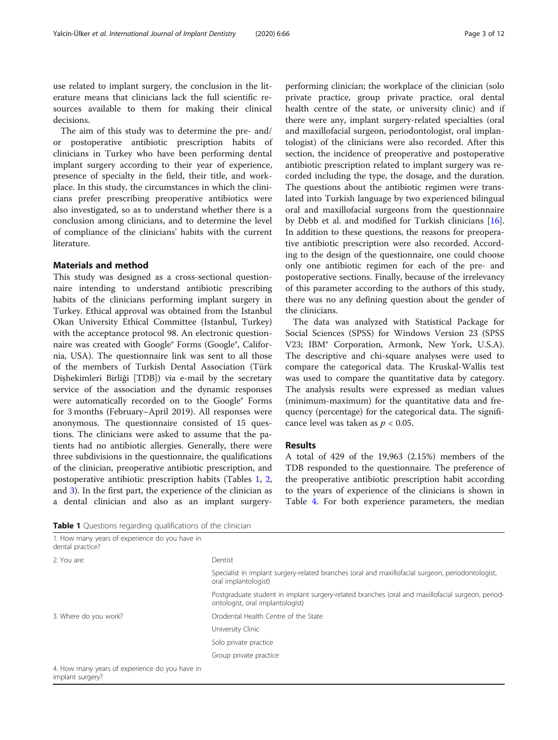use related to implant surgery, the conclusion in the literature means that clinicians lack the full scientific resources available to them for making their clinical decisions.

The aim of this study was to determine the pre- and/or postoperative antibiotic prescription habits of clinicians in Turkey who have been performing dental implant surgery according to their year of experience, presence of specialty in the field, their title, and workplace. In this study, the circumstances in which the clinicians prefer prescribing preoperative antibiotics were also investigated, so as to understand whether there is a conclusion among clinicians, and to determine the level of compliance of the clinicians' habits with the current literature.

## Materials and method

This study was designed as a cross-sectional questionnaire intending to understand antibiotic prescribing habits of the clinicians performing implant surgery in Turkey. Ethical approval was obtained from the Istanbul Okan University Ethical Committee (Istanbul, Turkey) with the acceptance protocol 98. An electronic questionnaire was created with Google® Forms (Google®, California, USA). The questionnaire link was sent to all those of the members of Turkish Dental Association (Türk Dişhekimleri Birliği [TDB]) via e-mail by the secretary service of the association and the dynamic responses were automatically recorded on to the Google® Forms for 3 months (February–April 2019). All responses were anonymous. The questionnaire consisted of 15 questions. The clinicians were asked to assume that the patients had no antibiotic allergies. Generally, there were three subdivisions in the questionnaire, the qualifications of the clinician, preoperative antibiotic prescription, and postoperative antibiotic prescription habits (Tables 1, 2, and 3). In the first part, the experience of the clinician as a dental clinician and also as an implant surgery-performing clinician; the workplace of the clinician (solo private practice, group private practice, oral dental health centre of the state, or university clinic) and if there were any, implant surgery-related specialties (oral and maxillofacial surgeon, periodontologist, oral implantologist) of the clinicians were also recorded. After this section, the incidence of preoperative and postoperative antibiotic prescription related to implant surgery was recorded including the type, the dosage, and the duration. The questions about the antibiotic regimen were translated into Turkish language by two experienced bilingual oral and maxillofacial surgeons from the questionnaire by Debb et al. and modified for Turkish clinicians [16]. In addition to these questions, the reasons for preoperative antibiotic prescription were also recorded. According to the design of the questionnaire, one could choose only one antibiotic regimen for each of the pre- and postoperative sections. Finally, because of the irrelevancy of this parameter according to the authors of this study, there was no any defining question about the gender of the clinicians.

The data was analyzed with Statistical Package for Social Sciences (SPSS) for Windows Version 23 (SPSS V23; IBM® Corporation, Armonk, New York, U.S.A). The descriptive and chi-square analyses were used to compare the categorical data. The Kruskal-Wallis test was used to compare the quantitative data by category. The analysis results were expressed as median values (minimum-maximum) for the quantitative data and frequency (percentage) for the categorical data. The significance level was taken as $p < 0.05$.

## Results

A total of 429 of the 19,963 (2.15%) members of the TDB responded to the questionnaire. The preference of the preoperative antibiotic prescription habit according to the years of experience of the clinicians is shown in Table 4. For both experience parameters, the median

**Table 1** Questions regarding qualifications of the clinician

| | |
|---|---|
| 1. How many years of experience do you have in dental practice? | |
| 2. You are: | Dentist |
| | Specialist in implant surgery-related branches (oral and maxillofacial surgeon, periodontologist, oral implantologist) |
| | Postgraduate student in implant surgery-related branches (oral and maxillofacial surgeon, periodontologist, oral implantologist) |
| 3. Where do you work? | Orodental Health Centre of the State |
| | University Clinic |
| | Solo private practice |
| | Group private practice |
| 4. How many years of experience do you have in implant surgery? | |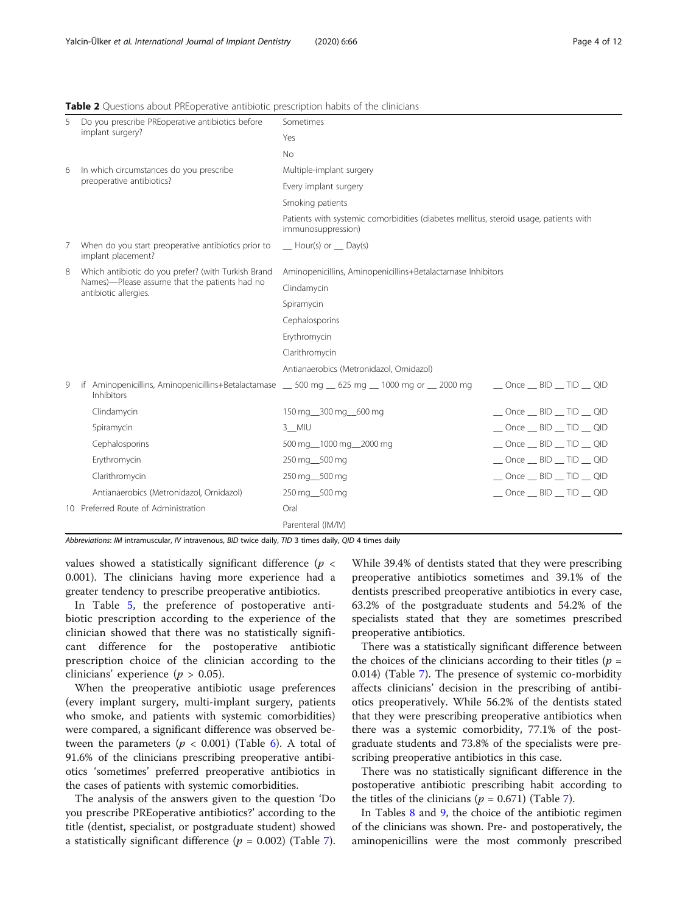**Table 2** Questions about PREoperative antibiotic prescription habits of the clinicians

| | | | |
|---|---|---|---|
| 5 | Do you prescribe PREoperative antibiotics before implant surgery? | Sometimes | |
| | | Yes | |
| | | No | |
| 6 | In which circumstances do you prescribe preoperative antibiotics? | Multiple-implant surgery | |
| | | Every implant surgery | |
| | | Smoking patients | |
| | | Patients with systemic comorbidities (diabetes mellitus, steroid usage, patients with immunosuppression) | |
| 7 | When do you start preoperative antibiotics prior to implant placement? | __ Hour(s) or __ Day(s) | |
| 8 | Which antibiotic do you prefer? (with Turkish Brand Names)—Please assume that the patients had no antibiotic allergies. | Aminopenicillins, Aminopenicillins+Betalactamase Inhibitors | |
| | | Clindamycin | |
| | | Spiramycin | |
| | | Cephalosporins | |
| | | Erythromycin | |
| | | Clarithromycin | |
| | | Antianaerobics (Metronidazol, Ornidazol) | |
| 9 | if Aminopenicillins, Aminopenicillins+Betalactamase Inhibitors | __ 500 mg __ 625 mg __ 1000 mg or __ 2000 mg | __ Once __ BID __ TID __ QID |
| | Clindamycin | 150 mg__300 mg__600 mg | __ Once __ BID __ TID __ QID |
| | Spiramycin | 3__MIU | __ Once __ BID __ TID __ QID |
| | Cephalosporins | 500 mg__1000 mg__2000 mg | __ Once __ BID __ TID __ QID |
| | Erythromycin | 250 mg__500 mg | __ Once __ BID __ TID __ QID |
| | Clarithromycin | 250 mg__500 mg | __ Once __ BID __ TID __ QID |
| | Antianaerobics (Metronidazol, Ornidazol) | 250 mg__500 mg | __ Once __ BID __ TID __ QID |
| 10 | Preferred Route of Administration | Oral | |
| | | Parenteral (IM/IV) | |

*Abbreviations*: *IM* intramuscular, *IV* intravenous, *BID* twice daily, *TID* 3 times daily, *QID* 4 times daily

values showed a statistically significant difference ($p < 0.001$). The clinicians having more experience had a greater tendency to prescribe preoperative antibiotics.

In Table 5, the preference of postoperative antibiotic prescription according to the experience of the clinician showed that there was no statistically significant difference for the postoperative antibiotic prescription choice of the clinician according to the clinicians' experience ($p > 0.05$).

When the preoperative antibiotic usage preferences (every implant surgery, multi-implant surgery, patients who smoke, and patients with systemic comorbidities) were compared, a significant difference was observed between the parameters ($p < 0.001$) (Table 6). A total of 91.6% of the clinicians prescribing preoperative antibiotics 'sometimes' preferred preoperative antibiotics in the cases of patients with systemic comorbidities.

The analysis of the answers given to the question 'Do you prescribe PREoperative antibiotics?' according to the title (dentist, specialist, or postgraduate student) showed a statistically significant difference ($p = 0.002$) (Table 7). While 39.4% of dentists stated that they were prescribing preoperative antibiotics sometimes and 39.1% of the dentists prescribed preoperative antibiotics in every case, 63.2% of the postgraduate students and 54.2% of the specialists stated that they are sometimes prescribed preoperative antibiotics.

There was a statistically significant difference between the choices of the clinicians according to their titles ($p = 0.014$) (Table 7). The presence of systemic co-morbidity affects clinicians' decision in the prescribing of antibiotics preoperatively. While 56.2% of the dentists stated that they were prescribing preoperative antibiotics when there was a systemic comorbidity, 77.1% of the postgraduate students and 73.8% of the specialists were prescribing preoperative antibiotics in this case.

There was no statistically significant difference in the postoperative antibiotic prescribing habit according to the titles of the clinicians ($p = 0.671$) (Table 7).

In Tables 8 and 9, the choice of the antibiotic regimen of the clinicians was shown. Pre- and postoperatively, the aminopenicillins were the most commonly prescribed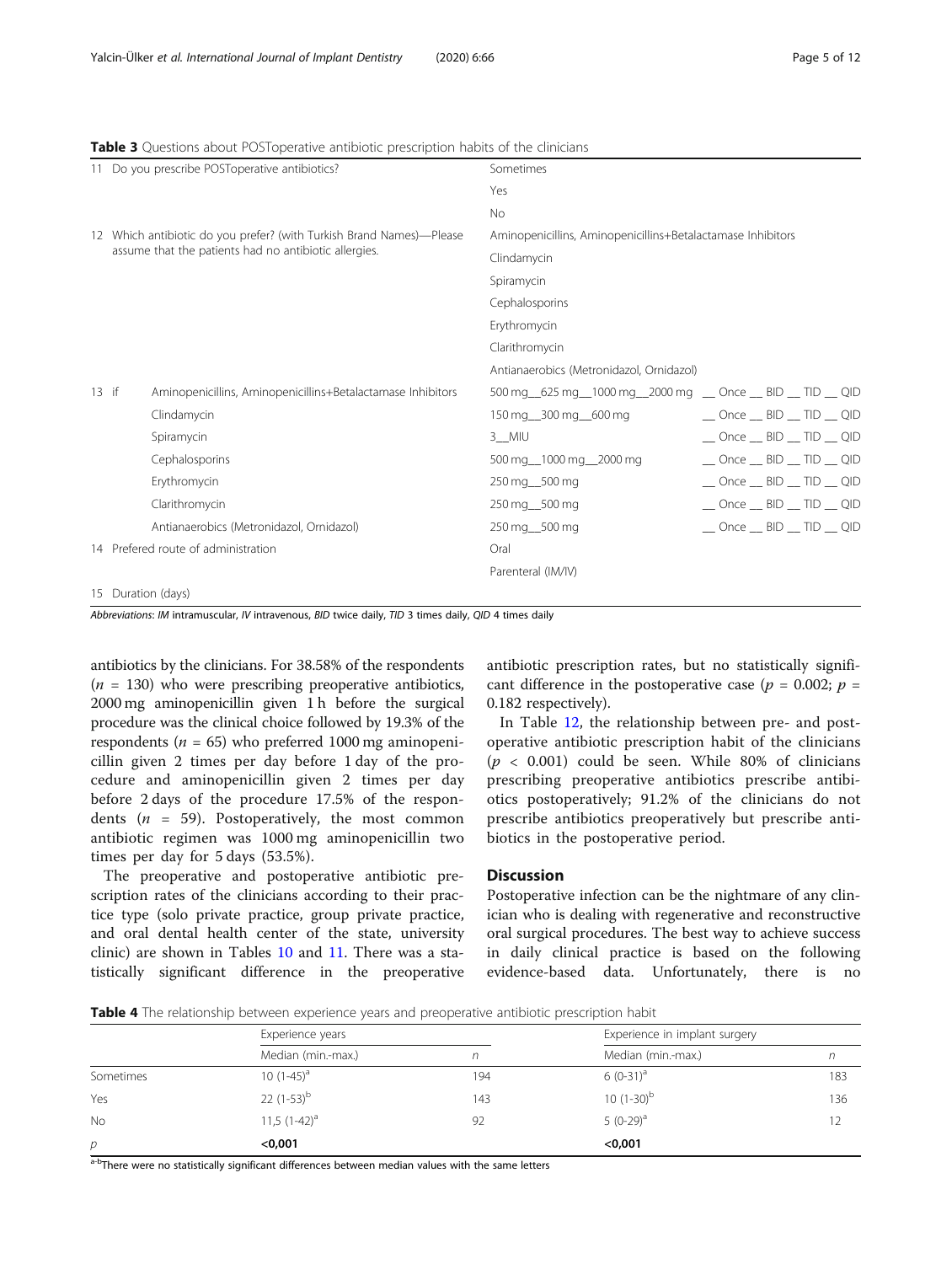**Table 3** Questions about POSToperative antibiotic prescription habits of the clinicians

| | | | |
|---|---|---|---|
| 11 | Do you prescribe POSToperative antibiotics? | Sometimes | |
| | | Yes | |
| | | No | |
| 12 | Which antibiotic do you prefer? (with Turkish Brand Names)—Please assume that the patients had no antibiotic allergies. | Aminopenicillins, Aminopenicillins+Betalactamase Inhibitors | |
| | | Clindamycin | |
| | | Spiramycin | |
| | | Cephalosporins | |
| | | Erythromycin | |
| | | Clarithromycin | |
| | | Antianaerobics (Metronidazol, Ornidazol) | |
| 13 if | Aminopenicillins, Aminopenicillins+Betalactamase Inhibitors | 500 mg__625 mg__1000 mg__2000 mg | __ Once __ BID __ TID __ QID |
| | Clindamycin | 150 mg__300 mg__600 mg | __ Once __ BID __ TID __ QID |
| | Spiramycin | 3__MIU | __ Once __ BID __ TID __ QID |
| | Cephalosporins | 500 mg__1000 mg__2000 mg | __ Once __ BID __ TID __ QID |
| | Erythromycin | 250 mg__500 mg | __ Once __ BID __ TID __ QID |
| | Clarithromycin | 250 mg__500 mg | __ Once __ BID __ TID __ QID |
| | Antianaerobics (Metronidazol, Ornidazol) | 250 mg__500 mg | __ Once __ BID __ TID __ QID |
| 14 | Prefered route of administration | Oral | |
| | | Parenteral (IM/IV) | |
| 15 | Duration (days) | | |

*Abbreviations*: *IM* intramuscular, *IV* intravenous, *BID* twice daily, *TID* 3 times daily, *QID* 4 times daily

antibiotics by the clinicians. For 38.58% of the respondents ($n$ = 130) who were prescribing preoperative antibiotics, 2000 mg aminopenicillin given 1 h before the surgical procedure was the clinical choice followed by 19.3% of the respondents ($n$ = 65) who preferred 1000 mg aminopenicillin given 2 times per day before 1 day of the procedure and aminopenicillin given 2 times per day before 2 days of the procedure 17.5% of the respondents ($n$ = 59). Postoperatively, the most common antibiotic regimen was 1000 mg aminopenicillin two times per day for 5 days (53.5%).

The preoperative and postoperative antibiotic prescription rates of the clinicians according to their practice type (solo private practice, group private practice, and oral dental health center of the state, university clinic) are shown in Tables 10 and 11. There was a statistically significant difference in the preoperative antibiotic prescription rates, but no statistically significant difference in the postoperative case ($p$ = 0.002; $p$ = 0.182 respectively).

In Table 12, the relationship between pre- and postoperative antibiotic prescription habit of the clinicians ($p$ < 0.001) could be seen. While 80% of clinicians prescribing preoperative antibiotics prescribe antibiotics postoperatively; 91.2% of the clinicians do not prescribe antibiotics preoperatively but prescribe antibiotics in the postoperative period.

## Discussion

Postoperative infection can be the nightmare of any clinician who is dealing with regenerative and reconstructive oral surgical procedures. The best way to achieve success in daily clinical practice is based on the following evidence-based data. Unfortunately, there is no

**Table 4** The relationship between experience years and preoperative antibiotic prescription habit

| | Experience years | | Experience in implant surgery | |
|---|---|---|---|---|
| | Median (min.-max.) | $n$ | Median (min.-max.) | $n$ |
| Sometimes | 10 (1-45)[a] | 194 | 6 (0-31)[a] | 183 |
| Yes | 22 (1-53)[b] | 143 | 10 (1-30)[b] | 136 |
| No | 11,5 (1-42)[a] | 92 | 5 (0-29)[a] | 12 |
| $p$ | **<0,001** | | **<0,001** | |

[a-b]There were no statistically significant differences between median values with the same letters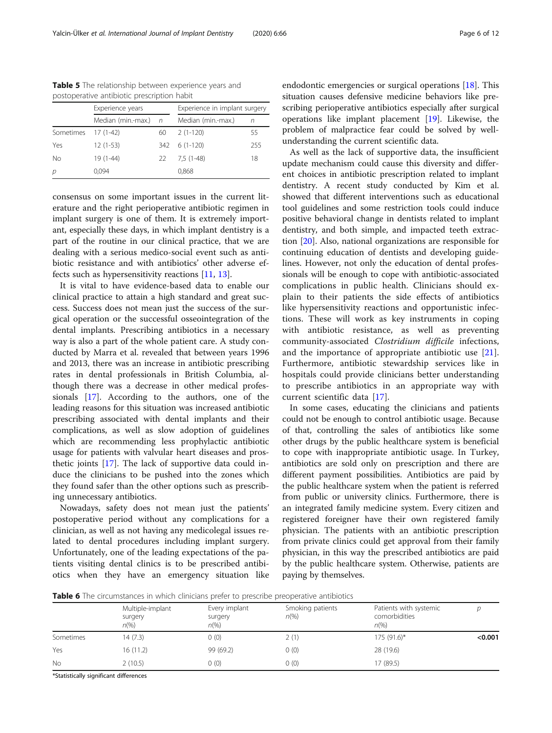**Table 5** The relationship between experience years and postoperative antibiotic prescription habit

| | Experience years | | Experience in implant surgery | |
|---|---|---|---|---|
| | Median (min.-max.) | n | Median (min.-max.) | n |
| Sometimes | 17 (1-42) | 60 | 2 (1-120) | 55 |
| Yes | 12 (1-53) | 342 | 6 (1-120) | 255 |
| No | 19 (1-44) | 22 | 7,5 (1-48) | 18 |
| p | 0,094 | | 0,868 | |

consensus on some important issues in the current literature and the right perioperative antibiotic regimen in implant surgery is one of them. It is extremely important, especially these days, in which implant dentistry is a part of the routine in our clinical practice, that we are dealing with a serious medico-social event such as antibiotic resistance and with antibiotics' other adverse effects such as hypersensitivity reactions [11, 13].

It is vital to have evidence-based data to enable our clinical practice to attain a high standard and great success. Success does not mean just the success of the surgical operation or the successful osseointegration of the dental implants. Prescribing antibiotics in a necessary way is also a part of the whole patient care. A study conducted by Marra et al. revealed that between years 1996 and 2013, there was an increase in antibiotic prescribing rates in dental professionals in British Columbia, although there was a decrease in other medical professionals [17]. According to the authors, one of the leading reasons for this situation was increased antibiotic prescribing associated with dental implants and their complications, as well as slow adoption of guidelines which are recommending less prophylactic antibiotic usage for patients with valvular heart diseases and prosthetic joints [17]. The lack of supportive data could induce the clinicians to be pushed into the zones which they found safer than the other options such as prescribing unnecessary antibiotics.

Nowadays, safety does not mean just the patients' postoperative period without any complications for a clinician, as well as not having any medicolegal issues related to dental procedures including implant surgery. Unfortunately, one of the leading expectations of the patients visiting dental clinics is to be prescribed antibiotics when they have an emergency situation like endodontic emergencies or surgical operations [18]. This situation causes defensive medicine behaviors like prescribing perioperative antibiotics especially after surgical operations like implant placement [19]. Likewise, the problem of malpractice fear could be solved by well-understanding the current scientific data.

As well as the lack of supportive data, the insufficient update mechanism could cause this diversity and different choices in antibiotic prescription related to implant dentistry. A recent study conducted by Kim et al. showed that different interventions such as educational tool guidelines and some restriction tools could induce positive behavioral change in dentists related to implant dentistry, and both simple, and impacted teeth extraction [20]. Also, national organizations are responsible for continuing education of dentists and developing guidelines. However, not only the education of dental professionals will be enough to cope with antibiotic-associated complications in public health. Clinicians should explain to their patients the side effects of antibiotics like hypersensitivity reactions and opportunistic infections. These will work as key instruments in coping with antibiotic resistance, as well as preventing community-associated *Clostridium difficile* infections, and the importance of appropriate antibiotic use [21]. Furthermore, antibiotic stewardship services like in hospitals could provide clinicians better understanding to prescribe antibiotics in an appropriate way with current scientific data [17].

In some cases, educating the clinicians and patients could not be enough to control antibiotic usage. Because of that, controlling the sales of antibiotics like some other drugs by the public healthcare system is beneficial to cope with inappropriate antibiotic usage. In Turkey, antibiotics are sold only on prescription and there are different payment possibilities. Antibiotics are paid by the public healthcare system when the patient is referred from public or university clinics. Furthermore, there is an integrated family medicine system. Every citizen and registered foreigner have their own registered family physician. The patients with an antibiotic prescription from private clinics could get approval from their family physician, in this way the prescribed antibiotics are paid by the public healthcare system. Otherwise, patients are paying by themselves.

**Table 6** The circumstances in which clinicians prefer to prescribe preoperative antibiotics

| | Multiple-implant surgery n(%) | Every implant surgery n(%) | Smoking patients n(%) | Patients with systemic comorbidities n(%) | p |
|---|---|---|---|---|---|
| Sometimes | 14 (7.3) | 0 (0) | 2 (1) | 175 (91.6)* | **<0.001** |
| Yes | 16 (11.2) | 99 (69.2) | 0 (0) | 28 (19.6) | |
| No | 2 (10.5) | 0 (0) | 0 (0) | 17 (89.5) | |

*Statistically significant differences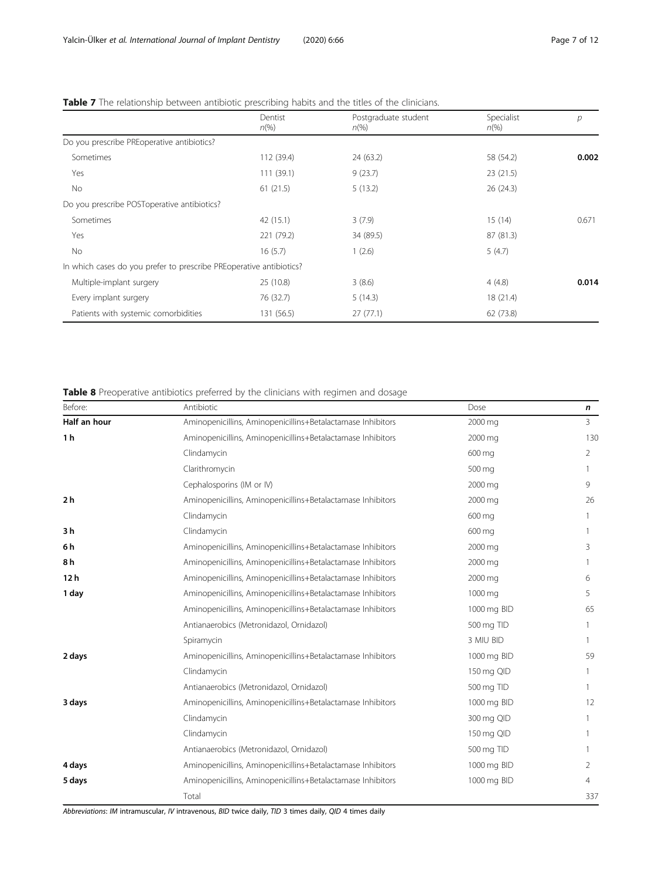**Table 7** The relationship between antibiotic prescribing habits and the titles of the clinicians.

| | Dentist *n*(%) | Postgraduate student *n*(%) | Specialist *n*(%) | *p* |
|---|---|---|---|---|
| Do you prescribe PREoperative antibiotics? | | | | |
| Sometimes | 112 (39.4) | 24 (63.2) | 58 (54.2) | **0.002** |
| Yes | 111 (39.1) | 9 (23.7) | 23 (21.5) | |
| No | 61 (21.5) | 5 (13.2) | 26 (24.3) | |
| Do you prescribe POSToperative antibiotics? | | | | |
| Sometimes | 42 (15.1) | 3 (7.9) | 15 (14) | 0.671 |
| Yes | 221 (79.2) | 34 (89.5) | 87 (81.3) | |
| No | 16 (5.7) | 1 (2.6) | 5 (4.7) | |
| In which cases do you prefer to prescribe PREoperative antibiotics? | | | | |
| Multiple-implant surgery | 25 (10.8) | 3 (8.6) | 4 (4.8) | **0.014** |
| Every implant surgery | 76 (32.7) | 5 (14.3) | 18 (21.4) | |
| Patients with systemic comorbidities | 131 (56.5) | 27 (77.1) | 62 (73.8) | |

**Table 8** Preoperative antibiotics preferred by the clinicians with regimen and dosage

| Before: | Antibiotic | Dose | *n* |
|---|---|---|---|
| **Half an hour** | Aminopenicillins, Aminopenicillins+Betalactamase Inhibitors | 2000 mg | 3 |
| **1 h** | Aminopenicillins, Aminopenicillins+Betalactamase Inhibitors | 2000 mg | 130 |
| | Clindamycin | 600 mg | 2 |
| | Clarithromycin | 500 mg | 1 |
| | Cephalosporins (IM or IV) | 2000 mg | 9 |
| **2 h** | Aminopenicillins, Aminopenicillins+Betalactamase Inhibitors | 2000 mg | 26 |
| | Clindamycin | 600 mg | 1 |
| **3 h** | Clindamycin | 600 mg | 1 |
| **6 h** | Aminopenicillins, Aminopenicillins+Betalactamase Inhibitors | 2000 mg | 3 |
| **8 h** | Aminopenicillins, Aminopenicillins+Betalactamase Inhibitors | 2000 mg | 1 |
| **12 h** | Aminopenicillins, Aminopenicillins+Betalactamase Inhibitors | 2000 mg | 6 |
| **1 day** | Aminopenicillins, Aminopenicillins+Betalactamase Inhibitors | 1000 mg | 5 |
| | Aminopenicillins, Aminopenicillins+Betalactamase Inhibitors | 1000 mg BID | 65 |
| | Antianaerobics (Metronidazol, Ornidazol) | 500 mg TID | 1 |
| | Spiramycin | 3 MIU BID | 1 |
| **2 days** | Aminopenicillins, Aminopenicillins+Betalactamase Inhibitors | 1000 mg BID | 59 |
| | Clindamycin | 150 mg QID | 1 |
| | Antianaerobics (Metronidazol, Ornidazol) | 500 mg TID | 1 |
| **3 days** | Aminopenicillins, Aminopenicillins+Betalactamase Inhibitors | 1000 mg BID | 12 |
| | Clindamycin | 300 mg QID | 1 |
| | Clindamycin | 150 mg QID | 1 |
| | Antianaerobics (Metronidazol, Ornidazol) | 500 mg TID | 1 |
| **4 days** | Aminopenicillins, Aminopenicillins+Betalactamase Inhibitors | 1000 mg BID | 2 |
| **5 days** | Aminopenicillins, Aminopenicillins+Betalactamase Inhibitors | 1000 mg BID | 4 |
| | Total | | 337 |

*Abbreviations*: *IM* intramuscular, *IV* intravenous, *BID* twice daily, *TID* 3 times daily, *QID* 4 times daily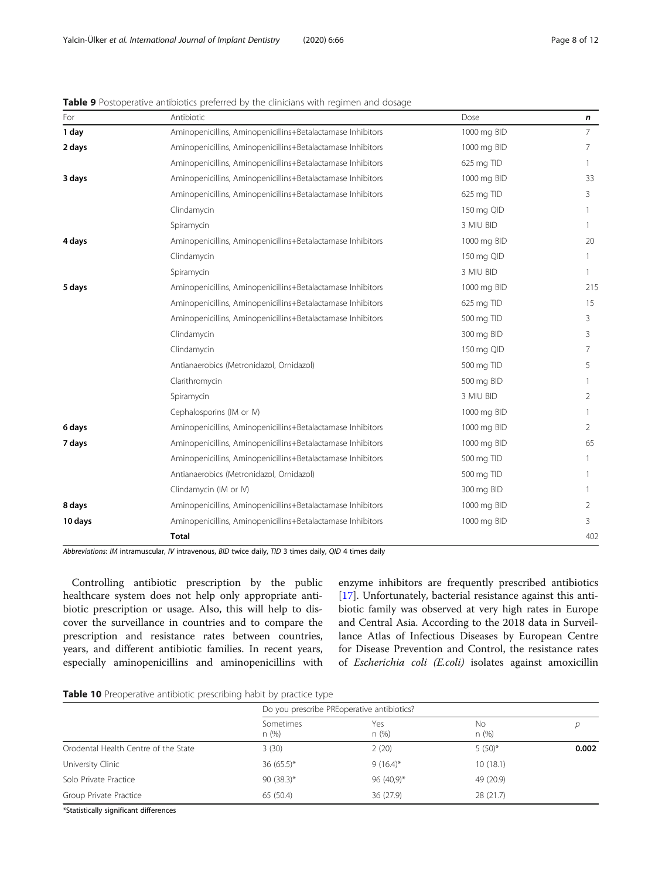**Table 9** Postoperative antibiotics preferred by the clinicians with regimen and dosage

| For | Antibiotic | Dose | *n* |
|---|---|---|---|
| **1 day** | Aminopenicillins, Aminopenicillins+Betalactamase Inhibitors | 1000 mg BID | 7 |
| **2 days** | Aminopenicillins, Aminopenicillins+Betalactamase Inhibitors | 1000 mg BID | 7 |
| | Aminopenicillins, Aminopenicillins+Betalactamase Inhibitors | 625 mg TID | 1 |
| **3 days** | Aminopenicillins, Aminopenicillins+Betalactamase Inhibitors | 1000 mg BID | 33 |
| | Aminopenicillins, Aminopenicillins+Betalactamase Inhibitors | 625 mg TID | 3 |
| | Clindamycin | 150 mg QID | 1 |
| | Spiramycin | 3 MIU BID | 1 |
| **4 days** | Aminopenicillins, Aminopenicillins+Betalactamase Inhibitors | 1000 mg BID | 20 |
| | Clindamycin | 150 mg QID | 1 |
| | Spiramycin | 3 MIU BID | 1 |
| **5 days** | Aminopenicillins, Aminopenicillins+Betalactamase Inhibitors | 1000 mg BID | 215 |
| | Aminopenicillins, Aminopenicillins+Betalactamase Inhibitors | 625 mg TID | 15 |
| | Aminopenicillins, Aminopenicillins+Betalactamase Inhibitors | 500 mg TID | 3 |
| | Clindamycin | 300 mg BID | 3 |
| | Clindamycin | 150 mg QID | 7 |
| | Antianaerobics (Metronidazol, Ornidazol) | 500 mg TID | 5 |
| | Clarithromycin | 500 mg BID | 1 |
| | Spiramycin | 3 MIU BID | 2 |
| | Cephalosporins (IM or IV) | 1000 mg BID | 1 |
| **6 days** | Aminopenicillins, Aminopenicillins+Betalactamase Inhibitors | 1000 mg BID | 2 |
| **7 days** | Aminopenicillins, Aminopenicillins+Betalactamase Inhibitors | 1000 mg BID | 65 |
| | Aminopenicillins, Aminopenicillins+Betalactamase Inhibitors | 500 mg TID | 1 |
| | Antianaerobics (Metronidazol, Ornidazol) | 500 mg TID | 1 |
| | Clindamycin (IM or IV) | 300 mg BID | 1 |
| **8 days** | Aminopenicillins, Aminopenicillins+Betalactamase Inhibitors | 1000 mg BID | 2 |
| **10 days** | Aminopenicillins, Aminopenicillins+Betalactamase Inhibitors | 1000 mg BID | 3 |
| | **Total** | | 402 |

*Abbreviations*: *IM* intramuscular, *IV* intravenous, *BID* twice daily, *TID* 3 times daily, *QID* 4 times daily

Controlling antibiotic prescription by the public healthcare system does not help only appropriate antibiotic prescription or usage. Also, this will help to discover the surveillance in countries and to compare the prescription and resistance rates between countries, years, and different antibiotic families. In recent years, especially aminopenicillins and aminopenicillins with enzyme inhibitors are frequently prescribed antibiotics [17]. Unfortunately, bacterial resistance against this antibiotic family was observed at very high rates in Europe and Central Asia. According to the 2018 data in Surveillance Atlas of Infectious Diseases by European Centre for Disease Prevention and Control, the resistance rates of *Escherichia coli (E.coli)* isolates against amoxicillin

**Table 10** Preoperative antibiotic prescribing habit by practice type

| | Do you prescribe PREoperative antibiotics? | | | |
|---|---|---|---|---|
| | Sometimes n (%) | Yes n (%) | No n (%) | *p* |
| Orodental Health Centre of the State | 3 (30) | 2 (20) | 5 (50)* | **0.002** |
| University Clinic | 36 (65.5)* | 9 (16.4)* | 10 (18.1) | |
| Solo Private Practice | 90 (38.3)* | 96 (40,9)* | 49 (20.9) | |
| Group Private Practice | 65 (50.4) | 36 (27.9) | 28 (21.7) | |

*Statistically significant differences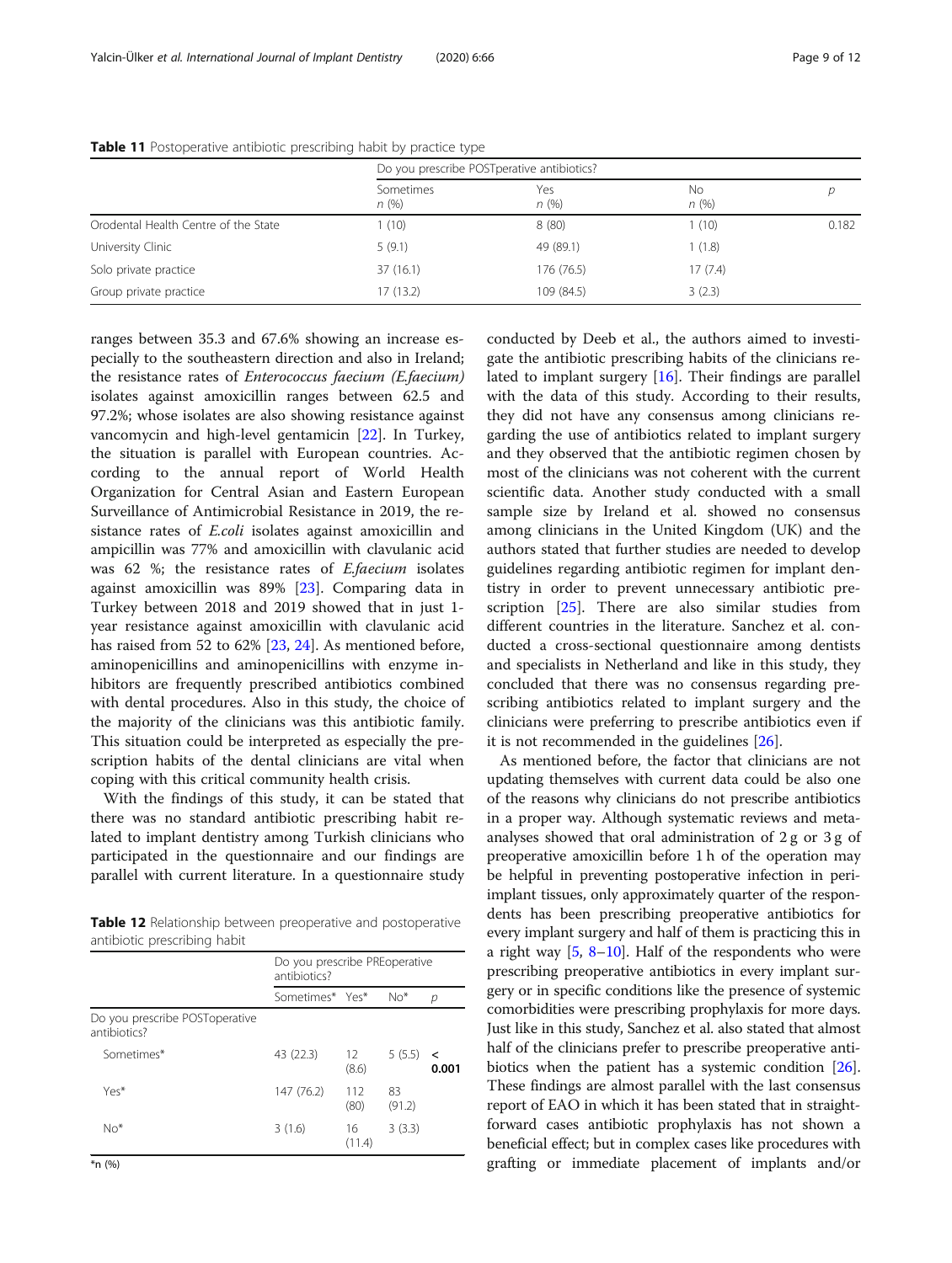**Table 11** Postoperative antibiotic prescribing habit by practice type

| | Do you prescribe POSTperative antibiotics? | | | |
|---|---|---|---|---|
| | Sometimes n (%) | Yes n (%) | No n (%) | p |
| Orodental Health Centre of the State | 1 (10) | 8 (80) | 1 (10) | 0.182 |
| University Clinic | 5 (9.1) | 49 (89.1) | 1 (1.8) | |
| Solo private practice | 37 (16.1) | 176 (76.5) | 17 (7.4) | |
| Group private practice | 17 (13.2) | 109 (84.5) | 3 (2.3) | |

ranges between 35.3 and 67.6% showing an increase especially to the southeastern direction and also in Ireland; the resistance rates of *Enterococcus faecium (E.faecium)* isolates against amoxicillin ranges between 62.5 and 97.2%; whose isolates are also showing resistance against vancomycin and high-level gentamicin [22]. In Turkey, the situation is parallel with European countries. According to the annual report of World Health Organization for Central Asian and Eastern European Surveillance of Antimicrobial Resistance in 2019, the resistance rates of *E.coli* isolates against amoxicillin and ampicillin was 77% and amoxicillin with clavulanic acid was 62 %; the resistance rates of *E.faecium* isolates against amoxicillin was 89% [23]. Comparing data in Turkey between 2018 and 2019 showed that in just 1-year resistance against amoxicillin with clavulanic acid has raised from 52 to 62% [23, 24]. As mentioned before, aminopenicillins and aminopenicillins with enzyme inhibitors are frequently prescribed antibiotics combined with dental procedures. Also in this study, the choice of the majority of the clinicians was this antibiotic family. This situation could be interpreted as especially the prescription habits of the dental clinicians are vital when coping with this critical community health crisis.

With the findings of this study, it can be stated that there was no standard antibiotic prescribing habit related to implant dentistry among Turkish clinicians who participated in the questionnaire and our findings are parallel with current literature. In a questionnaire study conducted by Deeb et al., the authors aimed to investigate the antibiotic prescribing habits of the clinicians related to implant surgery [16]. Their findings are parallel with the data of this study. According to their results, they did not have any consensus among clinicians regarding the use of antibiotics related to implant surgery and they observed that the antibiotic regimen chosen by most of the clinicians was not coherent with the current scientific data. Another study conducted with a small sample size by Ireland et al. showed no consensus among clinicians in the United Kingdom (UK) and the authors stated that further studies are needed to develop guidelines regarding antibiotic regimen for implant dentistry in order to prevent unnecessary antibiotic prescription [25]. There are also similar studies from different countries in the literature. Sanchez et al. conducted a cross-sectional questionnaire among dentists and specialists in Netherland and like in this study, they concluded that there was no consensus regarding prescribing antibiotics related to implant surgery and the clinicians were preferring to prescribe antibiotics even if it is not recommended in the guidelines [26].

**Table 12** Relationship between preoperative and postoperative antibiotic prescribing habit

| | Do you prescribe PREoperative antibiotics? | | | |
|---|---|---|---|---|
| | Sometimes* | Yes* | No* | p |
| Do you prescribe POSToperative antibiotics? | | | | |
| Sometimes* | 43 (22.3) | 12 (8.6) | 5 (5.5) | < 0.001 |
| Yes* | 147 (76.2) | 112 (80) | 83 (91.2) | |
| No* | 3 (1.6) | 16 (11.4) | 3 (3.3) | |

*n (%)

As mentioned before, the factor that clinicians are not updating themselves with current data could be also one of the reasons why clinicians do not prescribe antibiotics in a proper way. Although systematic reviews and meta-analyses showed that oral administration of 2 g or 3 g of preoperative amoxicillin before 1 h of the operation may be helpful in preventing postoperative infection in peri-implant tissues, only approximately quarter of the respondents has been prescribing preoperative antibiotics for every implant surgery and half of them is practicing this in a right way [5, 8–10]. Half of the respondents who were prescribing preoperative antibiotics in every implant surgery or in specific conditions like the presence of systemic comorbidities were prescribing prophylaxis for more days. Just like in this study, Sanchez et al. also stated that almost half of the clinicians prefer to prescribe preoperative antibiotics when the patient has a systemic condition [26]. These findings are almost parallel with the last consensus report of EAO in which it has been stated that in straightforward cases antibiotic prophylaxis has not shown a beneficial effect; but in complex cases like procedures with grafting or immediate placement of implants and/or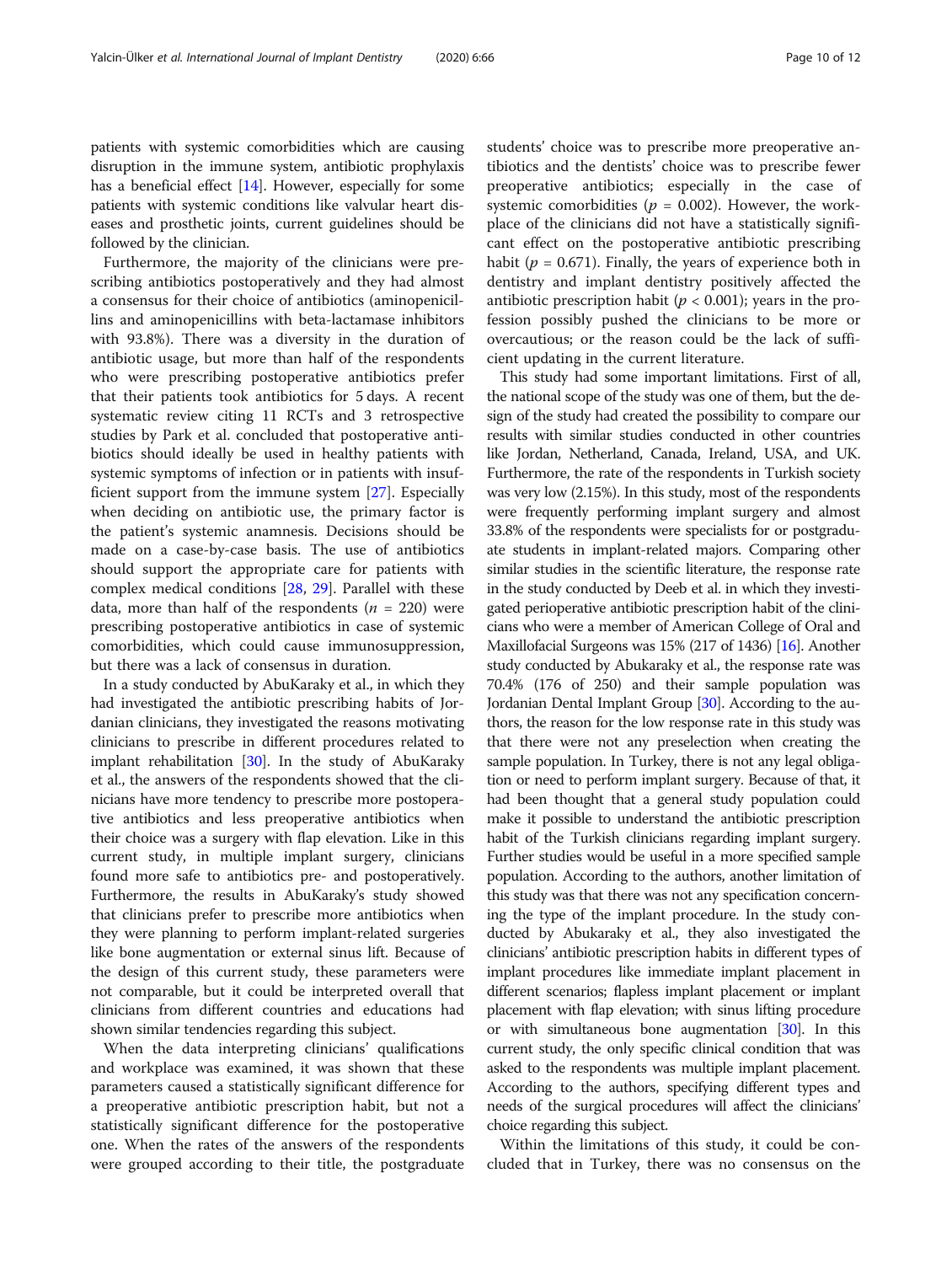patients with systemic comorbidities which are causing disruption in the immune system, antibiotic prophylaxis has a beneficial effect [14]. However, especially for some patients with systemic conditions like valvular heart diseases and prosthetic joints, current guidelines should be followed by the clinician.

Furthermore, the majority of the clinicians were prescribing antibiotics postoperatively and they had almost a consensus for their choice of antibiotics (aminopenicillins and aminopenicillins with beta-lactamase inhibitors with 93.8%). There was a diversity in the duration of antibiotic usage, but more than half of the respondents who were prescribing postoperative antibiotics prefer that their patients took antibiotics for 5 days. A recent systematic review citing 11 RCTs and 3 retrospective studies by Park et al. concluded that postoperative antibiotics should ideally be used in healthy patients with systemic symptoms of infection or in patients with insufficient support from the immune system [27]. Especially when deciding on antibiotic use, the primary factor is the patient's systemic anamnesis. Decisions should be made on a case-by-case basis. The use of antibiotics should support the appropriate care for patients with complex medical conditions [28, 29]. Parallel with these data, more than half of the respondents ($n$ = 220) were prescribing postoperative antibiotics in case of systemic comorbidities, which could cause immunosuppression, but there was a lack of consensus in duration.

In a study conducted by AbuKaraky et al., in which they had investigated the antibiotic prescribing habits of Jordanian clinicians, they investigated the reasons motivating clinicians to prescribe in different procedures related to implant rehabilitation [30]. In the study of AbuKaraky et al., the answers of the respondents showed that the clinicians have more tendency to prescribe more postoperative antibiotics and less preoperative antibiotics when their choice was a surgery with flap elevation. Like in this current study, in multiple implant surgery, clinicians found more safe to antibiotics pre- and postoperatively. Furthermore, the results in AbuKaraky's study showed that clinicians prefer to prescribe more antibiotics when they were planning to perform implant-related surgeries like bone augmentation or external sinus lift. Because of the design of this current study, these parameters were not comparable, but it could be interpreted overall that clinicians from different countries and educations had shown similar tendencies regarding this subject.

When the data interpreting clinicians' qualifications and workplace was examined, it was shown that these parameters caused a statistically significant difference for a preoperative antibiotic prescription habit, but not a statistically significant difference for the postoperative one. When the rates of the answers of the respondents were grouped according to their title, the postgraduate students' choice was to prescribe more preoperative antibiotics and the dentists' choice was to prescribe fewer preoperative antibiotics; especially in the case of systemic comorbidities ($p$ = 0.002). However, the workplace of the clinicians did not have a statistically significant effect on the postoperative antibiotic prescribing habit ($p$ = 0.671). Finally, the years of experience both in dentistry and implant dentistry positively affected the antibiotic prescription habit ($p < 0.001$); years in the profession possibly pushed the clinicians to be more or overcautious; or the reason could be the lack of sufficient updating in the current literature.

This study had some important limitations. First of all, the national scope of the study was one of them, but the design of the study had created the possibility to compare our results with similar studies conducted in other countries like Jordan, Netherland, Canada, Ireland, USA, and UK. Furthermore, the rate of the respondents in Turkish society was very low (2.15%). In this study, most of the respondents were frequently performing implant surgery and almost 33.8% of the respondents were specialists for or postgraduate students in implant-related majors. Comparing other similar studies in the scientific literature, the response rate in the study conducted by Deeb et al. in which they investigated perioperative antibiotic prescription habit of the clinicians who were a member of American College of Oral and Maxillofacial Surgeons was 15% (217 of 1436) [16]. Another study conducted by Abukaraky et al., the response rate was 70.4% (176 of 250) and their sample population was Jordanian Dental Implant Group [30]. According to the authors, the reason for the low response rate in this study was that there were not any preselection when creating the sample population. In Turkey, there is not any legal obligation or need to perform implant surgery. Because of that, it had been thought that a general study population could make it possible to understand the antibiotic prescription habit of the Turkish clinicians regarding implant surgery. Further studies would be useful in a more specified sample population. According to the authors, another limitation of this study was that there was not any specification concerning the type of the implant procedure. In the study conducted by Abukaraky et al., they also investigated the clinicians' antibiotic prescription habits in different types of implant procedures like immediate implant placement in different scenarios; flapless implant placement or implant placement with flap elevation; with sinus lifting procedure or with simultaneous bone augmentation [30]. In this current study, the only specific clinical condition that was asked to the respondents was multiple implant placement. According to the authors, specifying different types and needs of the surgical procedures will affect the clinicians' choice regarding this subject.

Within the limitations of this study, it could be concluded that in Turkey, there was no consensus on the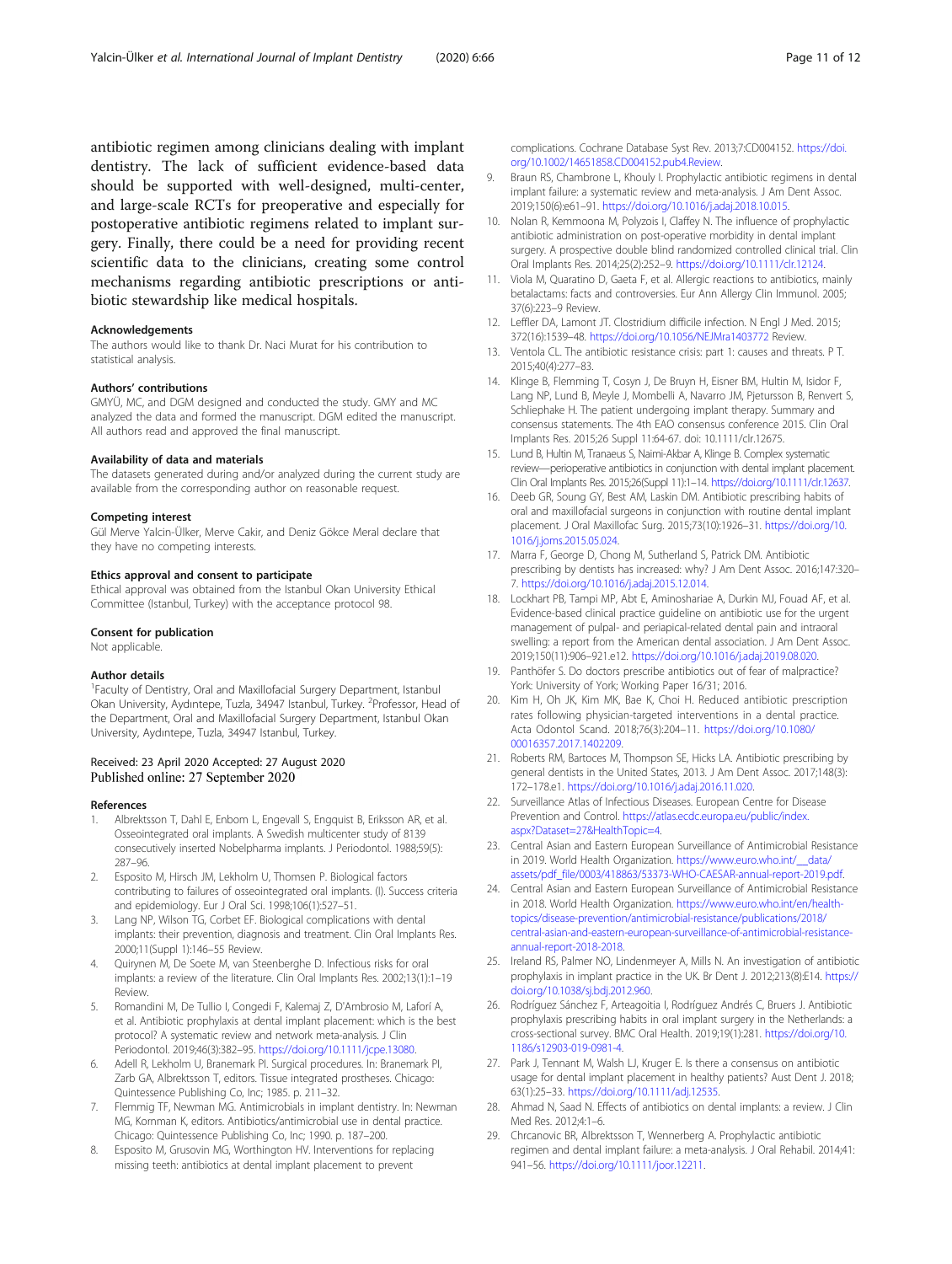antibiotic regimen among clinicians dealing with implant dentistry. The lack of sufficient evidence-based data should be supported with well-designed, multi-center, and large-scale RCTs for preoperative and especially for postoperative antibiotic regimens related to implant surgery. Finally, there could be a need for providing recent scientific data to the clinicians, creating some control mechanisms regarding antibiotic prescriptions or antibiotic stewardship like medical hospitals.

### Acknowledgements

The authors would like to thank Dr. Naci Murat for his contribution to statistical analysis.

### Authors' contributions

GMYÜ, MC, and DGM designed and conducted the study. GMY and MC analyzed the data and formed the manuscript. DGM edited the manuscript. All authors read and approved the final manuscript.

### Availability of data and materials

The datasets generated during and/or analyzed during the current study are available from the corresponding author on reasonable request.

### Competing interest

Gül Merve Yalcin-Ülker, Merve Cakir, and Deniz Gökce Meral declare that they have no competing interests.

### Ethics approval and consent to participate

Ethical approval was obtained from the Istanbul Okan University Ethical Committee (Istanbul, Turkey) with the acceptance protocol 98.

### Consent for publication

Not applicable.

### Author details

[1]Faculty of Dentistry, Oral and Maxillofacial Surgery Department, Istanbul Okan University, Aydıntepe, Tuzla, 34947 Istanbul, Turkey. [2]Professor, Head of the Department, Oral and Maxillofacial Surgery Department, Istanbul Okan University, Aydıntepe, Tuzla, 34947 Istanbul, Turkey.

Received: 23 April 2020 Accepted: 27 August 2020
Published online: 27 September 2020

### References

1. Albrektsson T, Dahl E, Enbom L, Engevall S, Engquist B, Eriksson AR, et al. Osseointegrated oral implants. A Swedish multicenter study of 8139 consecutively inserted Nobelpharma implants. J Periodontol. 1988;59(5):287–96.
2. Esposito M, Hirsch JM, Lekholm U, Thomsen P. Biological factors contributing to failures of osseointegrated oral implants. (I). Success criteria and epidemiology. Eur J Oral Sci. 1998;106(1):527–51.
3. Lang NP, Wilson TG, Corbet EF. Biological complications with dental implants: their prevention, diagnosis and treatment. Clin Oral Implants Res. 2000;11(Suppl 1):146–55 Review.
4. Quirynen M, De Soete M, van Steenberghe D. Infectious risks for oral implants: a review of the literature. Clin Oral Implants Res. 2002;13(1):1–19 Review.
5. Romandini M, De Tullio I, Congedi F, Kalemaj Z, D'Ambrosio M, Laforí A, et al. Antibiotic prophylaxis at dental implant placement: which is the best protocol? A systematic review and network meta-analysis. J Clin Periodontol. 2019;46(3):382–95. https://doi.org/10.1111/jcpe.13080.
6. Adell R, Lekholm U, Branemark PI. Surgical procedures. In: Branemark PI, Zarb GA, Albrektsson T, editors. Tissue integrated prostheses. Chicago: Quintessence Publishing Co, Inc; 1985. p. 211–32.
7. Flemmig TF, Newman MG. Antimicrobials in implant dentistry. In: Newman MG, Kornman K, editors. Antibiotics/antimicrobial use in dental practice. Chicago: Quintessence Publishing Co, Inc; 1990. p. 187–200.
8. Esposito M, Grusovin MG, Worthington HV. Interventions for replacing missing teeth: antibiotics at dental implant placement to prevent complications. Cochrane Database Syst Rev. 2013;7:CD004152. https://doi.org/10.1002/14651858.CD004152.pub4.Review.
9. Braun RS, Chambrone L, Khouly I. Prophylactic antibiotic regimens in dental implant failure: a systematic review and meta-analysis. J Am Dent Assoc. 2019;150(6):e61–91. https://doi.org/10.1016/j.adaj.2018.10.015.
10. Nolan R, Kemmoona M, Polyzois I, Claffey N. The influence of prophylactic antibiotic administration on post-operative morbidity in dental implant surgery. A prospective double blind randomized controlled clinical trial. Clin Oral Implants Res. 2014;25(2):252–9. https://doi.org/10.1111/clr.12124.
11. Viola M, Quaratino D, Gaeta F, et al. Allergic reactions to antibiotics, mainly betalactams: facts and controversies. Eur Ann Allergy Clin Immunol. 2005;37(6):223–9 Review.
12. Leffler DA, Lamont JT. Clostridium difficile infection. N Engl J Med. 2015;372(16):1539–48. https://doi.org/10.1056/NEJMra1403772 Review.
13. Ventola CL. The antibiotic resistance crisis: part 1: causes and threats. P T. 2015;40(4):277–83.
14. Klinge B, Flemming T, Cosyn J, De Bruyn H, Eisner BM, Hultin M, Isidor F, Lang NP, Lund B, Meyle J, Mombelli A, Navarro JM, Pjetursson B, Renvert S, Schliephake H. The patient undergoing implant therapy. Summary and consensus statements. The 4th EAO consensus conference 2015. Clin Oral Implants Res. 2015;26 Suppl 11:64-67. doi: 10.1111/clr.12675.
15. Lund B, Hultin M, Tranaeus S, Naimi-Akbar A, Klinge B. Complex systematic review—perioperative antibiotics in conjunction with dental implant placement. Clin Oral Implants Res. 2015;26(Suppl 11):1–14. https://doi.org/10.1111/clr.12637.
16. Deeb GR, Soung GY, Best AM, Laskin DM. Antibiotic prescribing habits of oral and maxillofacial surgeons in conjunction with routine dental implant placement. J Oral Maxillofac Surg. 2015;73(10):1926–31. https://doi.org/10.1016/j.joms.2015.05.024.
17. Marra F, George D, Chong M, Sutherland S, Patrick DM. Antibiotic prescribing by dentists has increased: why? J Am Dent Assoc. 2016;147:320–7. https://doi.org/10.1016/j.adaj.2015.12.014.
18. Lockhart PB, Tampi MP, Abt E, Aminoshariae A, Durkin MJ, Fouad AF, et al. Evidence-based clinical practice guideline on antibiotic use for the urgent management of pulpal- and periapical-related dental pain and intraoral swelling: a report from the American dental association. J Am Dent Assoc. 2019;150(11):906–921.e12. https://doi.org/10.1016/j.adaj.2019.08.020.
19. Panthöfer S. Do doctors prescribe antibiotics out of fear of malpractice? York: University of York; Working Paper 16/31; 2016.
20. Kim H, Oh JK, Kim MK, Bae K, Choi H. Reduced antibiotic prescription rates following physician-targeted interventions in a dental practice. Acta Odontol Scand. 2018;76(3):204–11. https://doi.org/10.1080/00016357.2017.1402209.
21. Roberts RM, Bartoces M, Thompson SE, Hicks LA. Antibiotic prescribing by general dentists in the United States, 2013. J Am Dent Assoc. 2017;148(3):172–178.e1. https://doi.org/10.1016/j.adaj.2016.11.020.
22. Surveillance Atlas of Infectious Diseases. European Centre for Disease Prevention and Control. https://atlas.ecdc.europa.eu/public/index.aspx?Dataset=27&HealthTopic=4.
23. Central Asian and Eastern European Surveillance of Antimicrobial Resistance in 2019. World Health Organization. https://www.euro.who.int/__data/assets/pdf_file/0003/418863/53373-WHO-CAESAR-annual-report-2019.pdf.
24. Central Asian and Eastern European Surveillance of Antimicrobial Resistance in 2018. World Health Organization. https://www.euro.who.int/en/health-topics/disease-prevention/antimicrobial-resistance/publications/2018/central-asian-and-eastern-european-surveillance-of-antimicrobial-resistance-annual-report-2018-2018.
25. Ireland RS, Palmer NO, Lindenmeyer A, Mills N. An investigation of antibiotic prophylaxis in implant practice in the UK. Br Dent J. 2012;213(8):E14. https://doi.org/10.1038/sj.bdj.2012.960.
26. Rodríguez Sánchez F, Arteagoitia I, Rodríguez Andrés C, Bruers J. Antibiotic prophylaxis prescribing habits in oral implant surgery in the Netherlands: a cross-sectional survey. BMC Oral Health. 2019;19(1):281. https://doi.org/10.1186/s12903-019-0981-4.
27. Park J, Tennant M, Walsh LJ, Kruger E. Is there a consensus on antibiotic usage for dental implant placement in healthy patients? Aust Dent J. 2018;63(1):25–33. https://doi.org/10.1111/adj.12535.
28. Ahmad N, Saad N. Effects of antibiotics on dental implants: a review. J Clin Med Res. 2012;4:1–6.
29. Chrcanovic BR, Albrektsson T, Wennerberg A. Prophylactic antibiotic regimen and dental implant failure: a meta-analysis. J Oral Rehabil. 2014;41:941–56. https://doi.org/10.1111/joor.12211.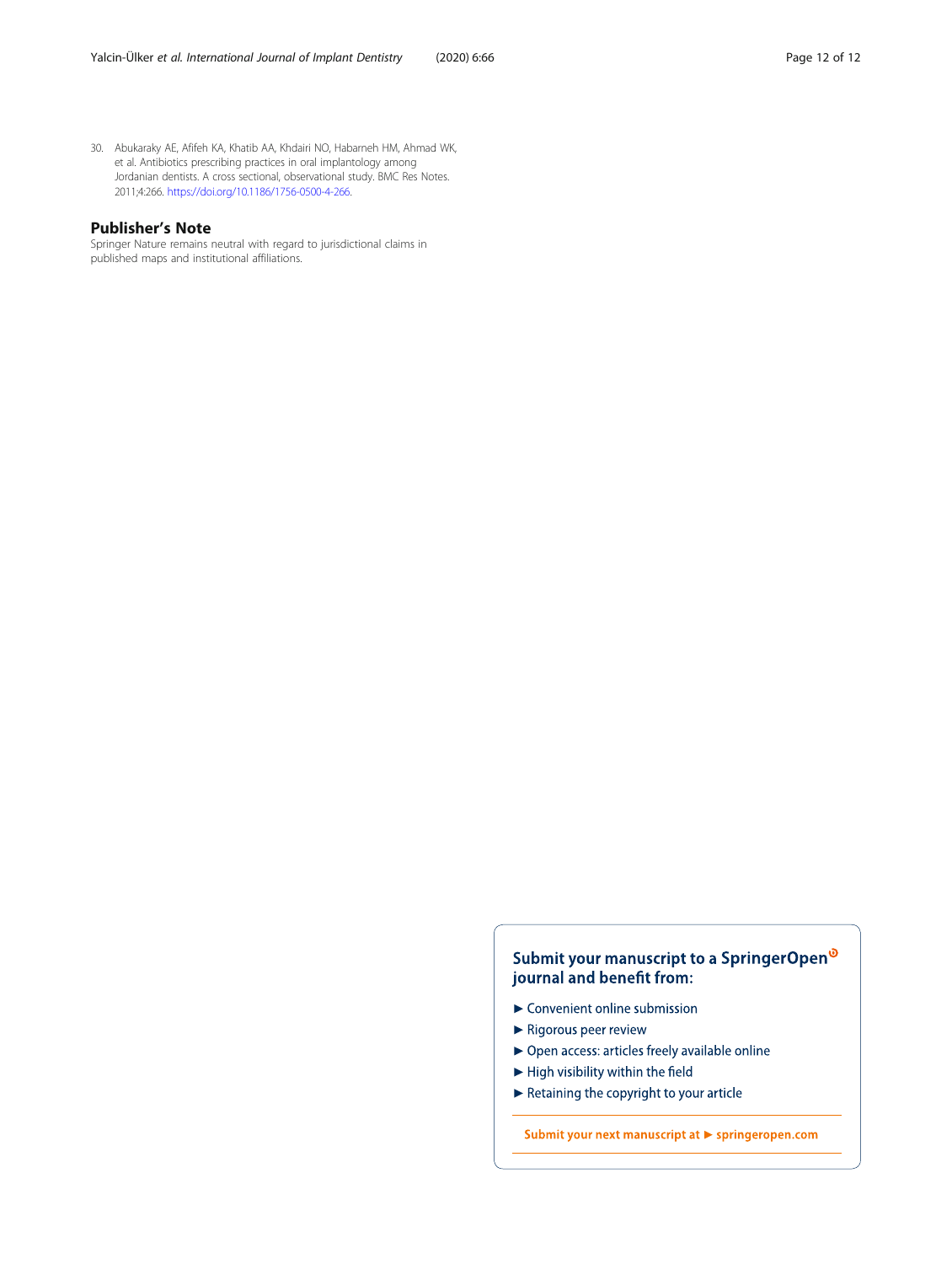30. Abukaraky AE, Afifeh KA, Khatib AA, Khdairi NO, Habarneh HM, Ahmad WK, et al. Antibiotics prescribing practices in oral implantology among Jordanian dentists. A cross sectional, observational study. BMC Res Notes. 2011;4:266. https://doi.org/10.1186/1756-0500-4-266.

## Publisher's Note

Springer Nature remains neutral with regard to jurisdictional claims in published maps and institutional affiliations.

**Submit your manuscript to a SpringerOpen journal and benefit from:**

- ► Convenient online submission
- ► Rigorous peer review
- ► Open access: articles freely available online
- ► High visibility within the field
- ► Retaining the copyright to your article

**Submit your next manuscript at ► springeropen.com**